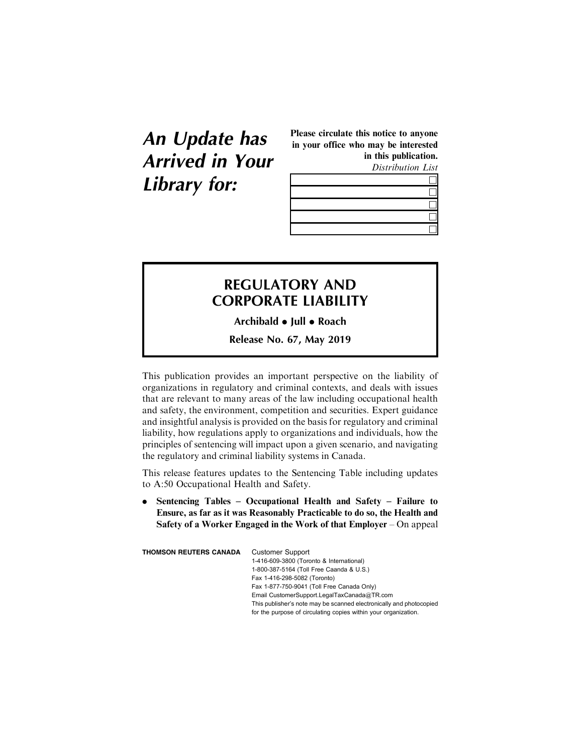# *An Update has Arrived in Your Library for:*

**Please circulate this notice to anyone in your office who may be interested in this publication.**

*Distribution List*

| |
|---|
| ☐ |
| ☐ |
| ☐ |
| ☐ |
| ☐ |

## REGULATORY AND CORPORATE LIABILITY

**Archibald • Jull • Roach**

**Release No. 67, May 2019**

This publication provides an important perspective on the liability of organizations in regulatory and criminal contexts, and deals with issues that are relevant to many areas of the law including occupational health and safety, the environment, competition and securities. Expert guidance and insightful analysis is provided on the basis for regulatory and criminal liability, how regulations apply to organizations and individuals, how the principles of sentencing will impact upon a given scenario, and navigating the regulatory and criminal liability systems in Canada.

This release features updates to the Sentencing Table including updates to A:50 Occupational Health and Safety.

- **Sentencing Tables – Occupational Health and Safety – Failure to Ensure, as far as it was Reasonably Practicable to do so, the Health and Safety of a Worker Engaged in the Work of that Employer** – On appeal

**THOMSON REUTERS CANADA** Customer Support
1-416-609-3800 (Toronto & International)
1-800-387-5164 (Toll Free Caanda & U.S.)
Fax 1-416-298-5082 (Toronto)
Fax 1-877-750-9041 (Toll Free Canada Only)
Email CustomerSupport.LegalTaxCanada@TR.com
This publisher's note may be scanned electronically and photocopied for the purpose of circulating copies within your organization.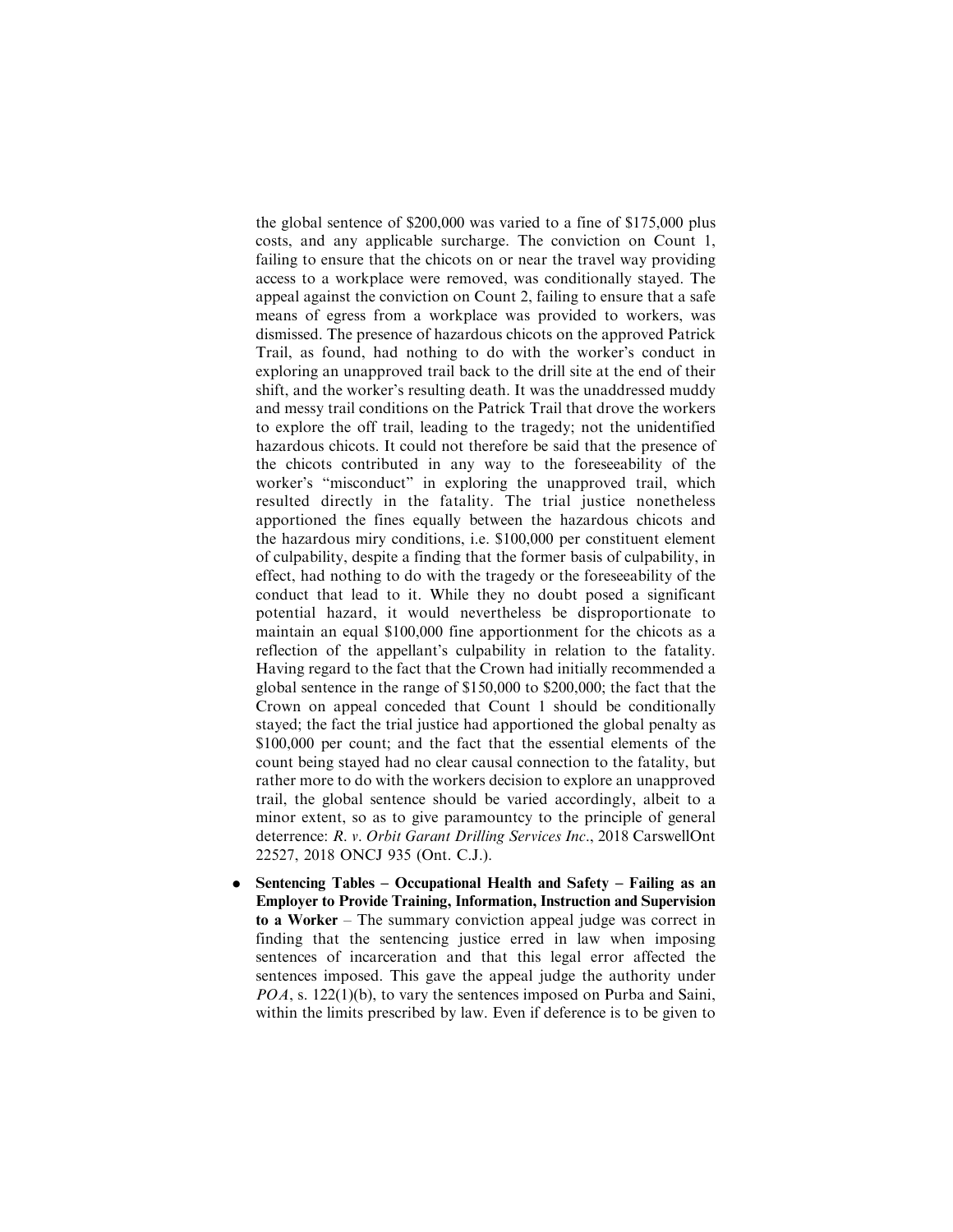the global sentence of $200,000 was varied to a fine of $175,000 plus costs, and any applicable surcharge. The conviction on Count 1, failing to ensure that the chicots on or near the travel way providing access to a workplace were removed, was conditionally stayed. The appeal against the conviction on Count 2, failing to ensure that a safe means of egress from a workplace was provided to workers, was dismissed. The presence of hazardous chicots on the approved Patrick Trail, as found, had nothing to do with the worker's conduct in exploring an unapproved trail back to the drill site at the end of their shift, and the worker's resulting death. It was the unaddressed muddy and messy trail conditions on the Patrick Trail that drove the workers to explore the off trail, leading to the tragedy; not the unidentified hazardous chicots. It could not therefore be said that the presence of the chicots contributed in any way to the foreseeability of the worker's "misconduct" in exploring the unapproved trail, which resulted directly in the fatality. The trial justice nonetheless apportioned the fines equally between the hazardous chicots and the hazardous miry conditions, i.e. $100,000 per constituent element of culpability, despite a finding that the former basis of culpability, in effect, had nothing to do with the tragedy or the foreseeability of the conduct that lead to it. While they no doubt posed a significant potential hazard, it would nevertheless be disproportionate to maintain an equal $100,000 fine apportionment for the chicots as a reflection of the appellant's culpability in relation to the fatality. Having regard to the fact that the Crown had initially recommended a global sentence in the range of $150,000 to $200,000; the fact that the Crown on appeal conceded that Count 1 should be conditionally stayed; the fact the trial justice had apportioned the global penalty as $100,000 per count; and the fact that the essential elements of the count being stayed had no clear causal connection to the fatality, but rather more to do with the workers decision to explore an unapproved trail, the global sentence should be varied accordingly, albeit to a minor extent, so as to give paramountcy to the principle of general deterrence: *R. v. Orbit Garant Drilling Services Inc.*, 2018 CarswellOnt 22527, 2018 ONCJ 935 (Ont. C.J.).

- **Sentencing Tables – Occupational Health and Safety – Failing as an Employer to Provide Training, Information, Instruction and Supervision to a Worker** – The summary conviction appeal judge was correct in finding that the sentencing justice erred in law when imposing sentences of incarceration and that this legal error affected the sentences imposed. This gave the appeal judge the authority under *POA*, s. 122(1)(b), to vary the sentences imposed on Purba and Saini, within the limits prescribed by law. Even if deference is to be given to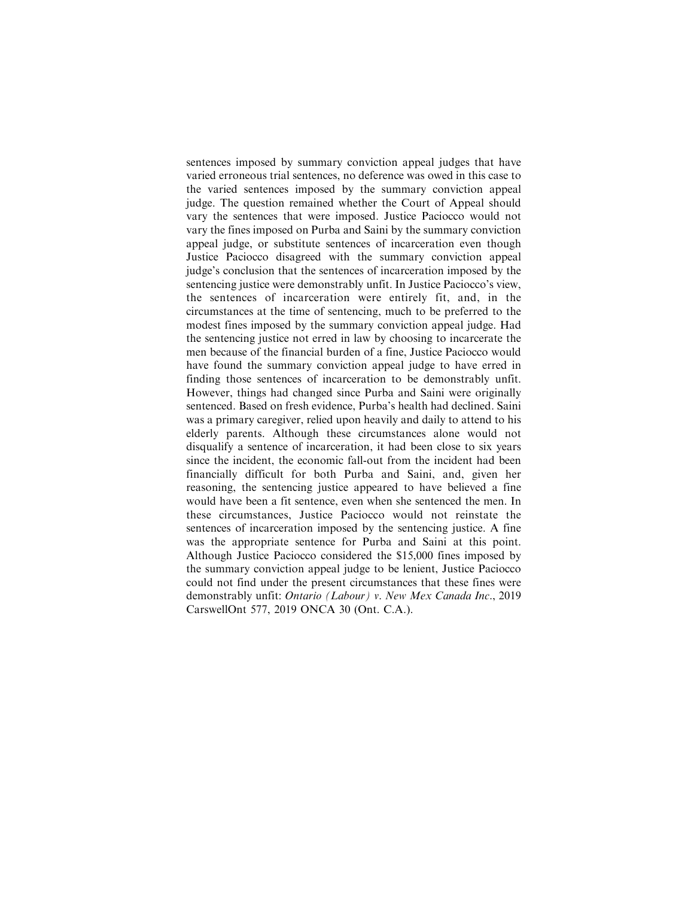sentences imposed by summary conviction appeal judges that have varied erroneous trial sentences, no deference was owed in this case to the varied sentences imposed by the summary conviction appeal judge. The question remained whether the Court of Appeal should vary the sentences that were imposed. Justice Paciocco would not vary the fines imposed on Purba and Saini by the summary conviction appeal judge, or substitute sentences of incarceration even though Justice Paciocco disagreed with the summary conviction appeal judge's conclusion that the sentences of incarceration imposed by the sentencing justice were demonstrably unfit. In Justice Paciocco's view, the sentences of incarceration were entirely fit, and, in the circumstances at the time of sentencing, much to be preferred to the modest fines imposed by the summary conviction appeal judge. Had the sentencing justice not erred in law by choosing to incarcerate the men because of the financial burden of a fine, Justice Paciocco would have found the summary conviction appeal judge to have erred in finding those sentences of incarceration to be demonstrably unfit. However, things had changed since Purba and Saini were originally sentenced. Based on fresh evidence, Purba's health had declined. Saini was a primary caregiver, relied upon heavily and daily to attend to his elderly parents. Although these circumstances alone would not disqualify a sentence of incarceration, it had been close to six years since the incident, the economic fall-out from the incident had been financially difficult for both Purba and Saini, and, given her reasoning, the sentencing justice appeared to have believed a fine would have been a fit sentence, even when she sentenced the men. In these circumstances, Justice Paciocco would not reinstate the sentences of incarceration imposed by the sentencing justice. A fine was the appropriate sentence for Purba and Saini at this point. Although Justice Paciocco considered the $15,000 fines imposed by the summary conviction appeal judge to be lenient, Justice Paciocco could not find under the present circumstances that these fines were demonstrably unfit: *Ontario (Labour) v. New Mex Canada Inc.*, 2019 CarswellOnt 577, 2019 ONCA 30 (Ont. C.A.).